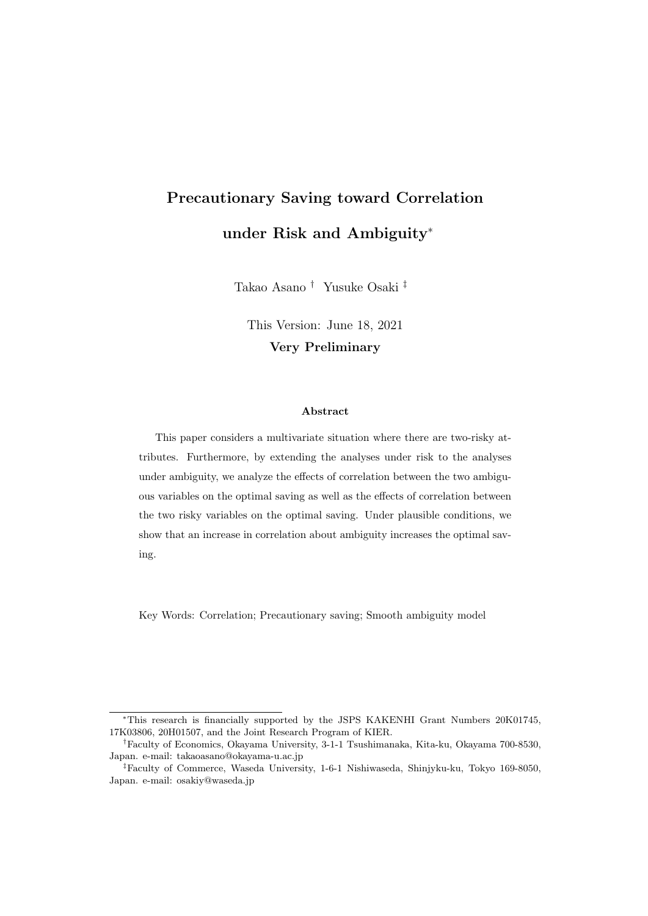# Precautionary Saving toward Correlation under Risk and Ambiguity[*]

Takao Asano [†] Yusuke Osaki [‡]

This Version: June 18, 2021

**Very Preliminary**

### Abstract

This paper considers a multivariate situation where there are two-risky attributes. Furthermore, by extending the analyses under risk to the analyses under ambiguity, we analyze the effects of correlation between the two ambiguous variables on the optimal saving as well as the effects of correlation between the two risky variables on the optimal saving. Under plausible conditions, we show that an increase in correlation about ambiguity increases the optimal saving.

Key Words: Correlation; Precautionary saving; Smooth ambiguity model

---

[*] This research is financially supported by the JSPS KAKENHI Grant Numbers 20K01745, 17K03806, 20H01507, and the Joint Research Program of KIER.

[†] Faculty of Economics, Okayama University, 3-1-1 Tsushimanaka, Kita-ku, Okayama 700-8530, Japan. e-mail: takaoasano@okayama-u.ac.jp

[‡] Faculty of Commerce, Waseda University, 1-6-1 Nishiwaseda, Shinjyku-ku, Tokyo 169-8050, Japan. e-mail: osakiy@waseda.jp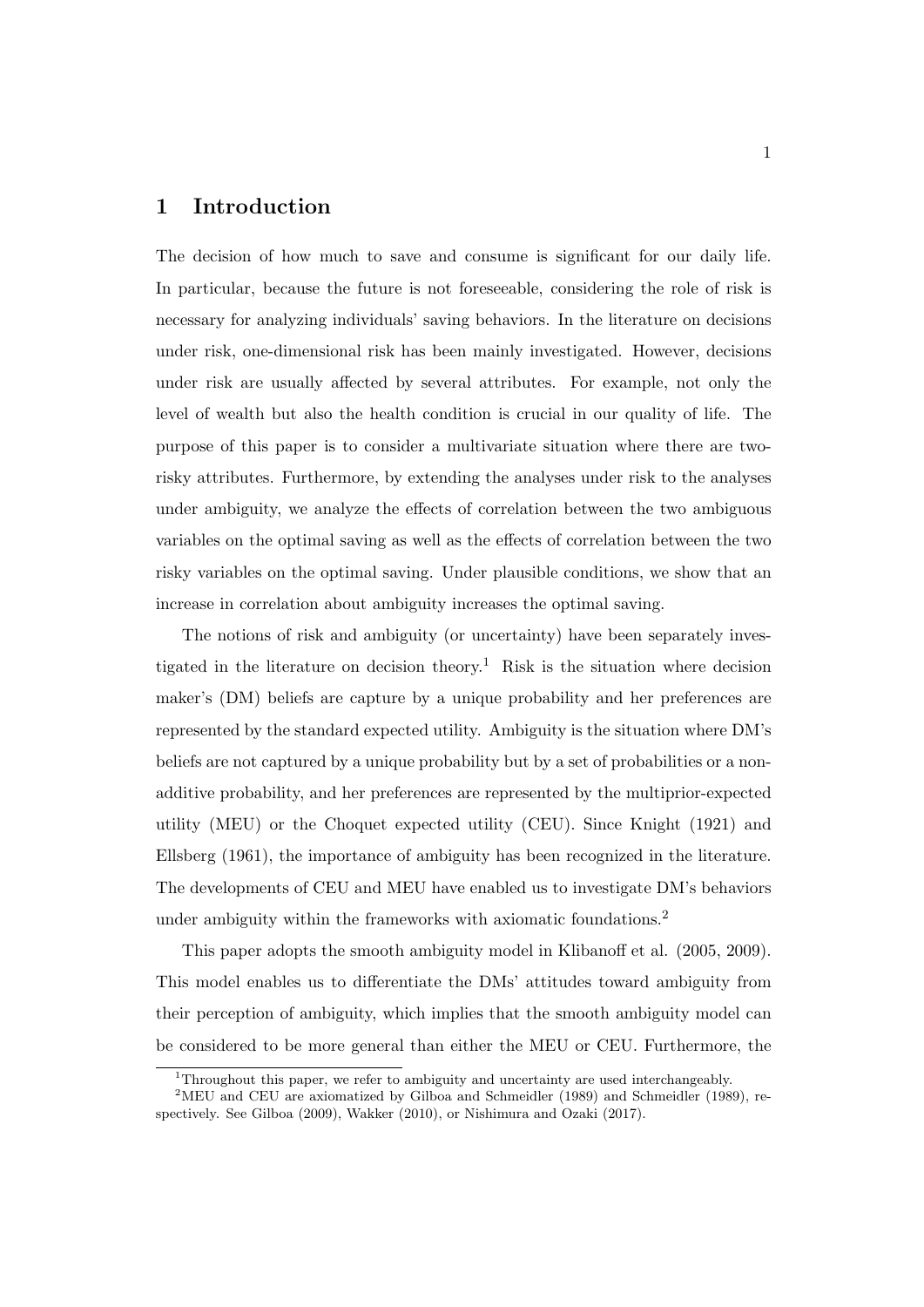## 1 Introduction

The decision of how much to save and consume is significant for our daily life. In particular, because the future is not foreseeable, considering the role of risk is necessary for analyzing individuals' saving behaviors. In the literature on decisions under risk, one-dimensional risk has been mainly investigated. However, decisions under risk are usually affected by several attributes. For example, not only the level of wealth but also the health condition is crucial in our quality of life. The purpose of this paper is to consider a multivariate situation where there are two-risky attributes. Furthermore, by extending the analyses under risk to the analyses under ambiguity, we analyze the effects of correlation between the two ambiguous variables on the optimal saving as well as the effects of correlation between the two risky variables on the optimal saving. Under plausible conditions, we show that an increase in correlation about ambiguity increases the optimal saving.

The notions of risk and ambiguity (or uncertainty) have been separately investigated in the literature on decision theory.[1] Risk is the situation where decision maker's (DM) beliefs are capture by a unique probability and her preferences are represented by the standard expected utility. Ambiguity is the situation where DM's beliefs are not captured by a unique probability but by a set of probabilities or a non-additive probability, and her preferences are represented by the multiprior-expected utility (MEU) or the Choquet expected utility (CEU). Since Knight (1921) and Ellsberg (1961), the importance of ambiguity has been recognized in the literature. The developments of CEU and MEU have enabled us to investigate DM's behaviors under ambiguity within the frameworks with axiomatic foundations.[2]

This paper adopts the smooth ambiguity model in Klibanoff et al. (2005, 2009). This model enables us to differentiate the DMs' attitudes toward ambiguity from their perception of ambiguity, which implies that the smooth ambiguity model can be considered to be more general than either the MEU or CEU. Furthermore, the

[1]Throughout this paper, we refer to ambiguity and uncertainty are used interchangeably.

[2]MEU and CEU are axiomatized by Gilboa and Schmeidler (1989) and Schmeidler (1989), respectively. See Gilboa (2009), Wakker (2010), or Nishimura and Ozaki (2017).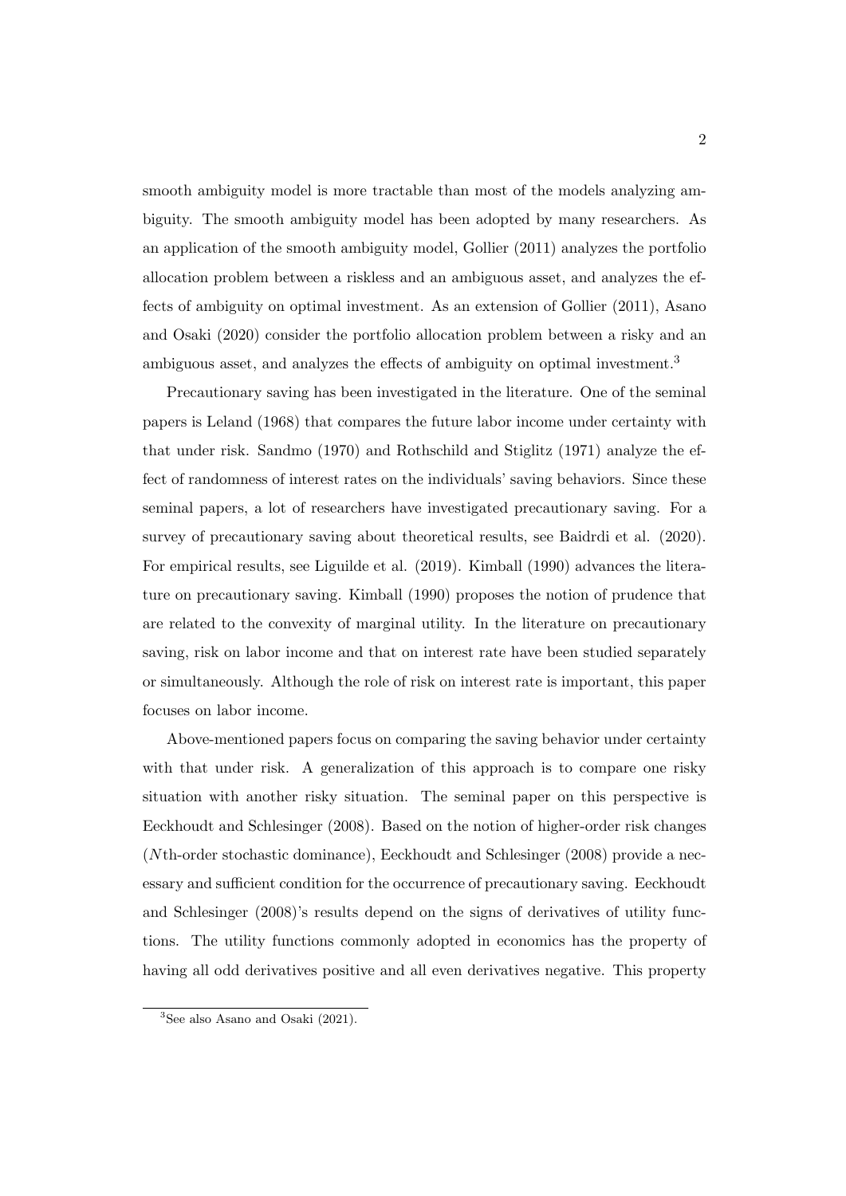smooth ambiguity model is more tractable than most of the models analyzing ambiguity. The smooth ambiguity model has been adopted by many researchers. As an application of the smooth ambiguity model, Gollier (2011) analyzes the portfolio allocation problem between a riskless and an ambiguous asset, and analyzes the effects of ambiguity on optimal investment. As an extension of Gollier (2011), Asano and Osaki (2020) consider the portfolio allocation problem between a risky and an ambiguous asset, and analyzes the effects of ambiguity on optimal investment.[3]

Precautionary saving has been investigated in the literature. One of the seminal papers is Leland (1968) that compares the future labor income under certainty with that under risk. Sandmo (1970) and Rothschild and Stiglitz (1971) analyze the effect of randomness of interest rates on the individuals' saving behaviors. Since these seminal papers, a lot of researchers have investigated precautionary saving. For a survey of precautionary saving about theoretical results, see Baidrdi et al. (2020). For empirical results, see Liguilde et al. (2019). Kimball (1990) advances the literature on precautionary saving. Kimball (1990) proposes the notion of prudence that are related to the convexity of marginal utility. In the literature on precautionary saving, risk on labor income and that on interest rate have been studied separately or simultaneously. Although the role of risk on interest rate is important, this paper focuses on labor income.

Above-mentioned papers focus on comparing the saving behavior under certainty with that under risk. A generalization of this approach is to compare one risky situation with another risky situation. The seminal paper on this perspective is Eeckhoudt and Schlesinger (2008). Based on the notion of higher-order risk changes ($N$th-order stochastic dominance), Eeckhoudt and Schlesinger (2008) provide a necessary and sufficient condition for the occurrence of precautionary saving. Eeckhoudt and Schlesinger (2008)'s results depend on the signs of derivatives of utility functions. The utility functions commonly adopted in economics has the property of having all odd derivatives positive and all even derivatives negative. This property

[3] See also Asano and Osaki (2021).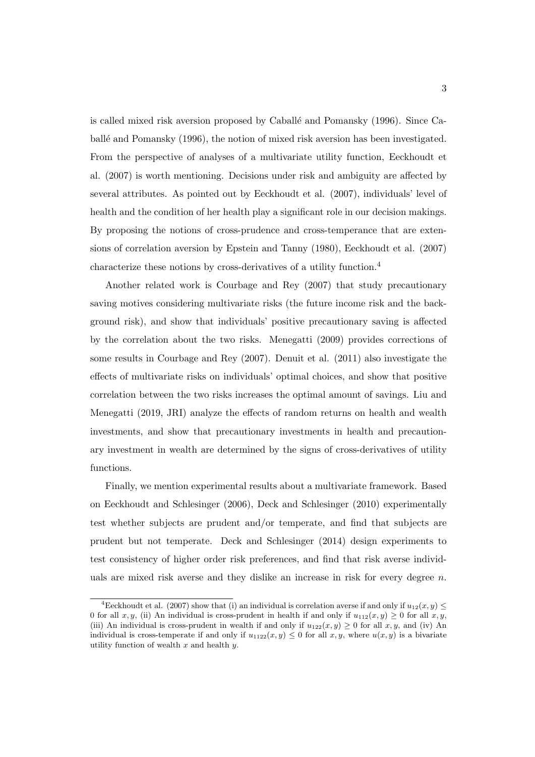is called mixed risk aversion proposed by Caballé and Pomansky (1996). Since Caballé and Pomansky (1996), the notion of mixed risk aversion has been investigated. From the perspective of analyses of a multivariate utility function, Eeckhoudt et al. (2007) is worth mentioning. Decisions under risk and ambiguity are affected by several attributes. As pointed out by Eeckhoudt et al. (2007), individuals' level of health and the condition of her health play a significant role in our decision makings. By proposing the notions of cross-prudence and cross-temperance that are extensions of correlation aversion by Epstein and Tanny (1980), Eeckhoudt et al. (2007) characterize these notions by cross-derivatives of a utility function.[4]

Another related work is Courbage and Rey (2007) that study precautionary saving motives considering multivariate risks (the future income risk and the background risk), and show that individuals' positive precautionary saving is affected by the correlation about the two risks. Menegatti (2009) provides corrections of some results in Courbage and Rey (2007). Denuit et al. (2011) also investigate the effects of multivariate risks on individuals' optimal choices, and show that positive correlation between the two risks increases the optimal amount of savings. Liu and Menegatti (2019, JRI) analyze the effects of random returns on health and wealth investments, and show that precautionary investments in health and precautionary investment in wealth are determined by the signs of cross-derivatives of utility functions.

Finally, we mention experimental results about a multivariate framework. Based on Eeckhoudt and Schlesinger (2006), Deck and Schlesinger (2010) experimentally test whether subjects are prudent and/or temperate, and find that subjects are prudent but not temperate. Deck and Schlesinger (2014) design experiments to test consistency of higher order risk preferences, and find that risk averse individuals are mixed risk averse and they dislike an increase in risk for every degree $n$.

[4] Eeckhoudt et al. (2007) show that (i) an individual is correlation averse if and only if $u_{12}(x, y) \leq 0$ for all $x, y$, (ii) An individual is cross-prudent in health if and only if $u_{112}(x, y) \geq 0$ for all $x, y$, (iii) An individual is cross-prudent in wealth if and only if $u_{122}(x, y) \geq 0$ for all $x, y$, and (iv) An individual is cross-temperate if and only if $u_{1122}(x, y) \leq 0$ for all $x, y$, where $u(x, y)$ is a bivariate utility function of wealth $x$ and health $y$.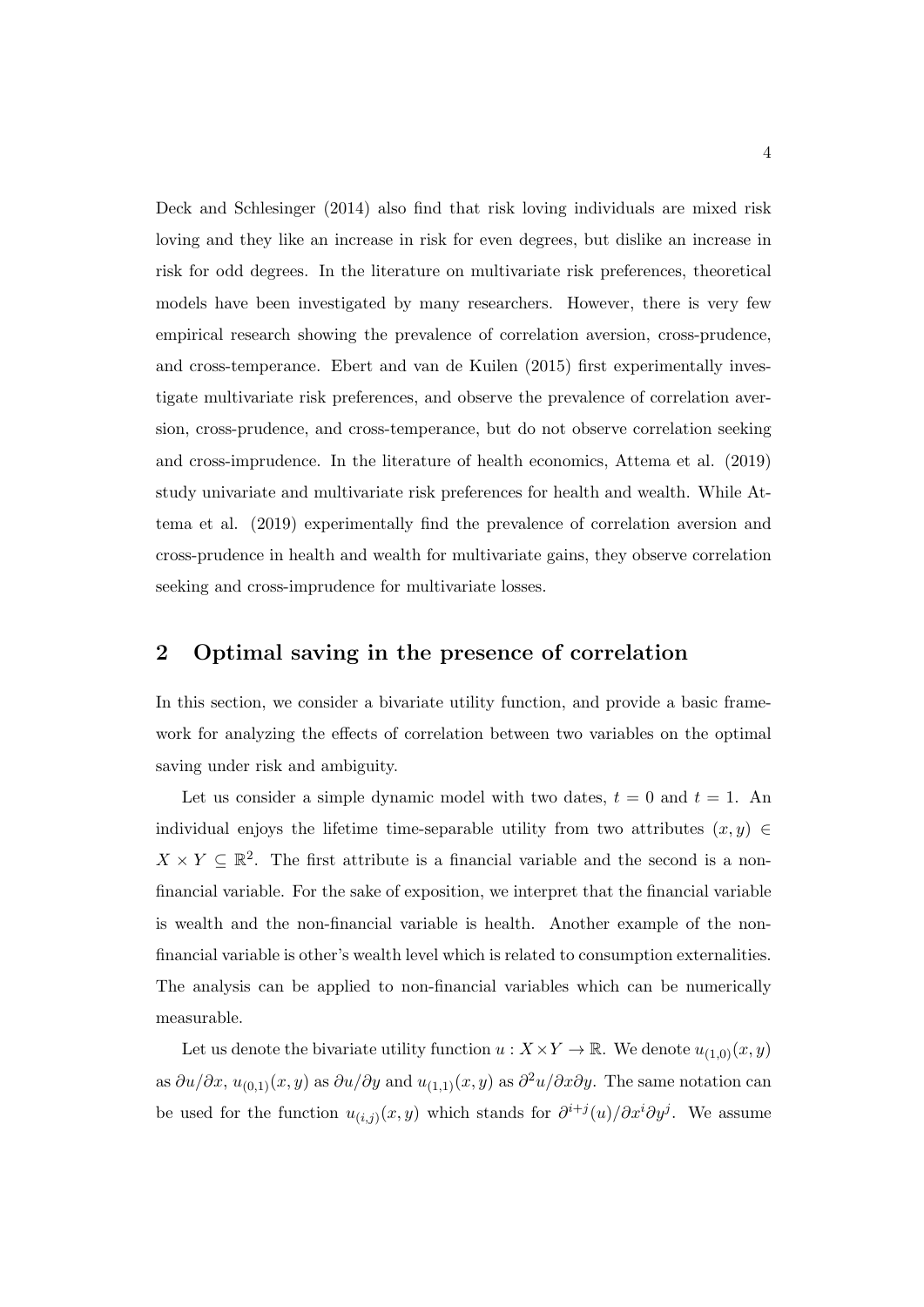Deck and Schlesinger (2014) also find that risk loving individuals are mixed risk loving and they like an increase in risk for even degrees, but dislike an increase in risk for odd degrees. In the literature on multivariate risk preferences, theoretical models have been investigated by many researchers. However, there is very few empirical research showing the prevalence of correlation aversion, cross-prudence, and cross-temperance. Ebert and van de Kuilen (2015) first experimentally investigate multivariate risk preferences, and observe the prevalence of correlation aversion, cross-prudence, and cross-temperance, but do not observe correlation seeking and cross-imprudence. In the literature of health economics, Attema et al. (2019) study univariate and multivariate risk preferences for health and wealth. While Attema et al. (2019) experimentally find the prevalence of correlation aversion and cross-prudence in health and wealth for multivariate gains, they observe correlation seeking and cross-imprudence for multivariate losses.

## 2 Optimal saving in the presence of correlation

In this section, we consider a bivariate utility function, and provide a basic framework for analyzing the effects of correlation between two variables on the optimal saving under risk and ambiguity.

Let us consider a simple dynamic model with two dates, $t = 0$ and $t = 1$. An individual enjoys the lifetime time-separable utility from two attributes $(x, y) \in X \times Y \subseteq \mathbb{R}^2$. The first attribute is a financial variable and the second is a non-financial variable. For the sake of exposition, we interpret that the financial variable is wealth and the non-financial variable is health. Another example of the non-financial variable is other's wealth level which is related to consumption externalities. The analysis can be applied to non-financial variables which can be numerically measurable.

Let us denote the bivariate utility function $u : X \times Y \to \mathbb{R}$. We denote $u_{(1,0)}(x, y)$ as $\partial u/\partial x$, $u_{(0,1)}(x, y)$ as $\partial u/\partial y$ and $u_{(1,1)}(x, y)$ as $\partial^2 u/\partial x \partial y$. The same notation can be used for the function $u_{(i,j)}(x, y)$ which stands for $\partial^{i+j}(u)/\partial x^i \partial y^j$. We assume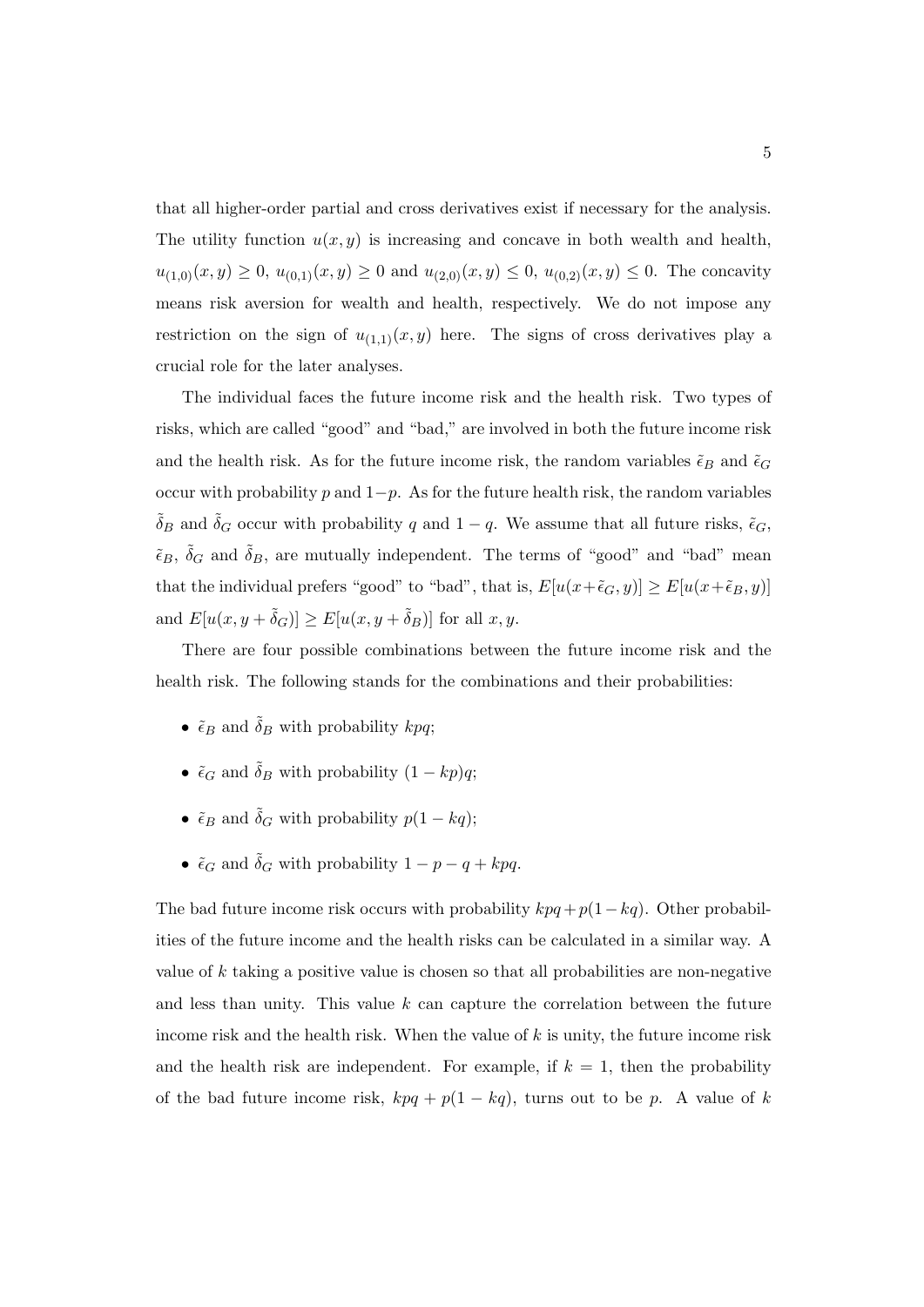that all higher-order partial and cross derivatives exist if necessary for the analysis. The utility function $u(x, y)$ is increasing and concave in both wealth and health, $u_{(1,0)}(x, y) \geq 0$, $u_{(0,1)}(x, y) \geq 0$ and $u_{(2,0)}(x, y) \leq 0$, $u_{(0,2)}(x, y) \leq 0$. The concavity means risk aversion for wealth and health, respectively. We do not impose any restriction on the sign of $u_{(1,1)}(x, y)$ here. The signs of cross derivatives play a crucial role for the later analyses.

The individual faces the future income risk and the health risk. Two types of risks, which are called "good" and "bad," are involved in both the future income risk and the health risk. As for the future income risk, the random variables $\tilde{\epsilon}_B$ and $\tilde{\epsilon}_G$ occur with probability $p$ and $1-p$. As for the future health risk, the random variables $\tilde{\delta}_B$ and $\tilde{\delta}_G$ occur with probability $q$ and $1 - q$. We assume that all future risks, $\tilde{\epsilon}_G$, $\tilde{\epsilon}_B$, $\tilde{\delta}_G$ and $\tilde{\delta}_B$, are mutually independent. The terms of "good" and "bad" mean that the individual prefers "good" to "bad", that is, $E[u(x+\tilde{\epsilon}_G, y)] \geq E[u(x+\tilde{\epsilon}_B, y)]$ and $E[u(x, y + \tilde{\delta}_G)] \geq E[u(x, y + \tilde{\delta}_B)]$ for all $x, y$.

There are four possible combinations between the future income risk and the health risk. The following stands for the combinations and their probabilities:

- $\tilde{\epsilon}_B$ and $\tilde{\delta}_B$ with probability $kpq$;
- $\tilde{\epsilon}_G$ and $\tilde{\delta}_B$ with probability $(1 - kp)q$;
- $\tilde{\epsilon}_B$ and $\tilde{\delta}_G$ with probability $p(1 - kq)$;
- $\tilde{\epsilon}_G$ and $\tilde{\delta}_G$ with probability $1 - p - q + kpq$.

The bad future income risk occurs with probability $kpq + p(1 - kq)$. Other probabilities of the future income and the health risks can be calculated in a similar way. A value of $k$ taking a positive value is chosen so that all probabilities are non-negative and less than unity. This value $k$ can capture the correlation between the future income risk and the health risk. When the value of $k$ is unity, the future income risk and the health risk are independent. For example, if $k = 1$, then the probability of the bad future income risk, $kpq + p(1 - kq)$, turns out to be $p$. A value of $k$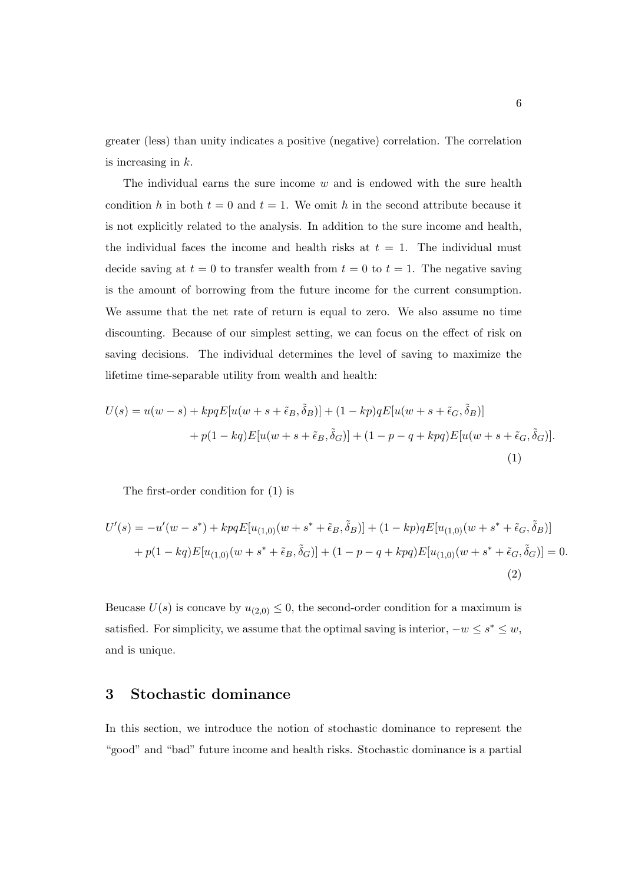greater (less) than unity indicates a positive (negative) correlation. The correlation is increasing in $k$.

The individual earns the sure income $w$ and is endowed with the sure health condition $h$ in both $t = 0$ and $t = 1$. We omit $h$ in the second attribute because it is not explicitly related to the analysis. In addition to the sure income and health, the individual faces the income and health risks at $t = 1$. The individual must decide saving at $t = 0$ to transfer wealth from $t = 0$ to $t = 1$. The negative saving is the amount of borrowing from the future income for the current consumption. We assume that the net rate of return is equal to zero. We also assume no time discounting. Because of our simplest setting, we can focus on the effect of risk on saving decisions. The individual determines the level of saving to maximize the lifetime time-separable utility from wealth and health:

$$
\begin{aligned}
U(s) = u(w - s) &+ kpqE[u(w + s + \tilde{\epsilon}_B, \tilde{\delta}_B)] + (1 - kp)qE[u(w + s + \tilde{\epsilon}_G, \tilde{\delta}_B)] \\
&+ p(1 - kq)E[u(w + s + \tilde{\epsilon}_B, \tilde{\delta}_G)] + (1 - p - q + kpq)E[u(w + s + \tilde{\epsilon}_G, \tilde{\delta}_G)].
\end{aligned} \tag{1}
$$

The first-order condition for (1) is

$$
\begin{aligned}
U'(s) = &-u'(w - s^*) + kpqE[u_{(1,0)}(w + s^* + \tilde{\epsilon}_B, \tilde{\delta}_B)] + (1 - kp)qE[u_{(1,0)}(w + s^* + \tilde{\epsilon}_G, \tilde{\delta}_B)] \\
&+ p(1 - kq)E[u_{(1,0)}(w + s^* + \tilde{\epsilon}_B, \tilde{\delta}_G)] + (1 - p - q + kpq)E[u_{(1,0)}(w + s^* + \tilde{\epsilon}_G, \tilde{\delta}_G)] = 0.
\end{aligned} \tag{2}
$$

Beucase $U(s)$ is concave by $u_{(2,0)} \leq 0$, the second-order condition for a maximum is satisfied. For simplicity, we assume that the optimal saving is interior, $-w \leq s^* \leq w$, and is unique.

## 3 Stochastic dominance

In this section, we introduce the notion of stochastic dominance to represent the "good" and "bad" future income and health risks. Stochastic dominance is a partial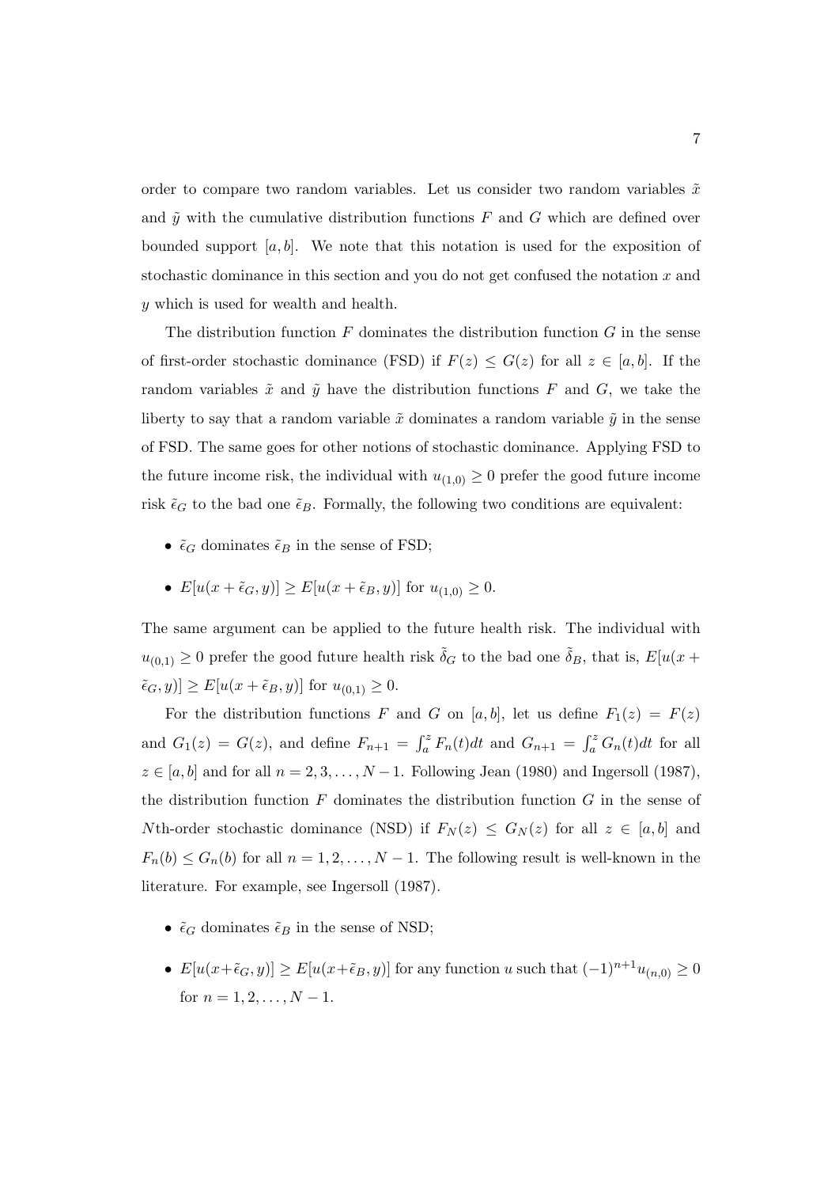order to compare two random variables. Let us consider two random variables $\tilde{x}$ and $\tilde{y}$ with the cumulative distribution functions $F$ and $G$ which are defined over bounded support $[a, b]$. We note that this notation is used for the exposition of stochastic dominance in this section and you do not get confused the notation $x$ and $y$ which is used for wealth and health.

The distribution function $F$ dominates the distribution function $G$ in the sense of first-order stochastic dominance (FSD) if $F(z) \leq G(z)$ for all $z \in [a, b]$. If the random variables $\tilde{x}$ and $\tilde{y}$ have the distribution functions $F$ and $G$, we take the liberty to say that a random variable $\tilde{x}$ dominates a random variable $\tilde{y}$ in the sense of FSD. The same goes for other notions of stochastic dominance. Applying FSD to the future income risk, the individual with $u_{(1,0)} \geq 0$ prefer the good future income risk $\tilde{\epsilon}_G$ to the bad one $\tilde{\epsilon}_B$. Formally, the following two conditions are equivalent:

- $\tilde{\epsilon}_G$ dominates $\tilde{\epsilon}_B$ in the sense of FSD;
- $E[u(x + \tilde{\epsilon}_G, y)] \geq E[u(x + \tilde{\epsilon}_B, y)]$ for $u_{(1,0)} \geq 0$.

The same argument can be applied to the future health risk. The individual with $u_{(0,1)} \geq 0$ prefer the good future health risk $\tilde{\delta}_G$ to the bad one $\tilde{\delta}_B$, that is, $E[u(x + \tilde{\epsilon}_G, y)] \geq E[u(x + \tilde{\epsilon}_B, y)]$ for $u_{(0,1)} \geq 0$.

For the distribution functions $F$ and $G$ on $[a, b]$, let us define $F_1(z) = F(z)$ and $G_1(z) = G(z)$, and define $F_{n+1} = \int_a^z F_n(t)dt$ and $G_{n+1} = \int_a^z G_n(t)dt$ for all $z \in [a, b]$ and for all $n = 2, 3, \ldots, N-1$. Following Jean (1980) and Ingersoll (1987), the distribution function $F$ dominates the distribution function $G$ in the sense of $N$th-order stochastic dominance (NSD) if $F_N(z) \leq G_N(z)$ for all $z \in [a, b]$ and $F_n(b) \leq G_n(b)$ for all $n = 1, 2, \ldots, N-1$. The following result is well-known in the literature. For example, see Ingersoll (1987).

- $\tilde{\epsilon}_G$ dominates $\tilde{\epsilon}_B$ in the sense of NSD;
- $E[u(x+\tilde{\epsilon}_G, y)] \geq E[u(x+\tilde{\epsilon}_B, y)]$ for any function $u$ such that $(-1)^{n+1}u_{(n,0)} \geq 0$ for $n = 1, 2, \ldots, N-1$.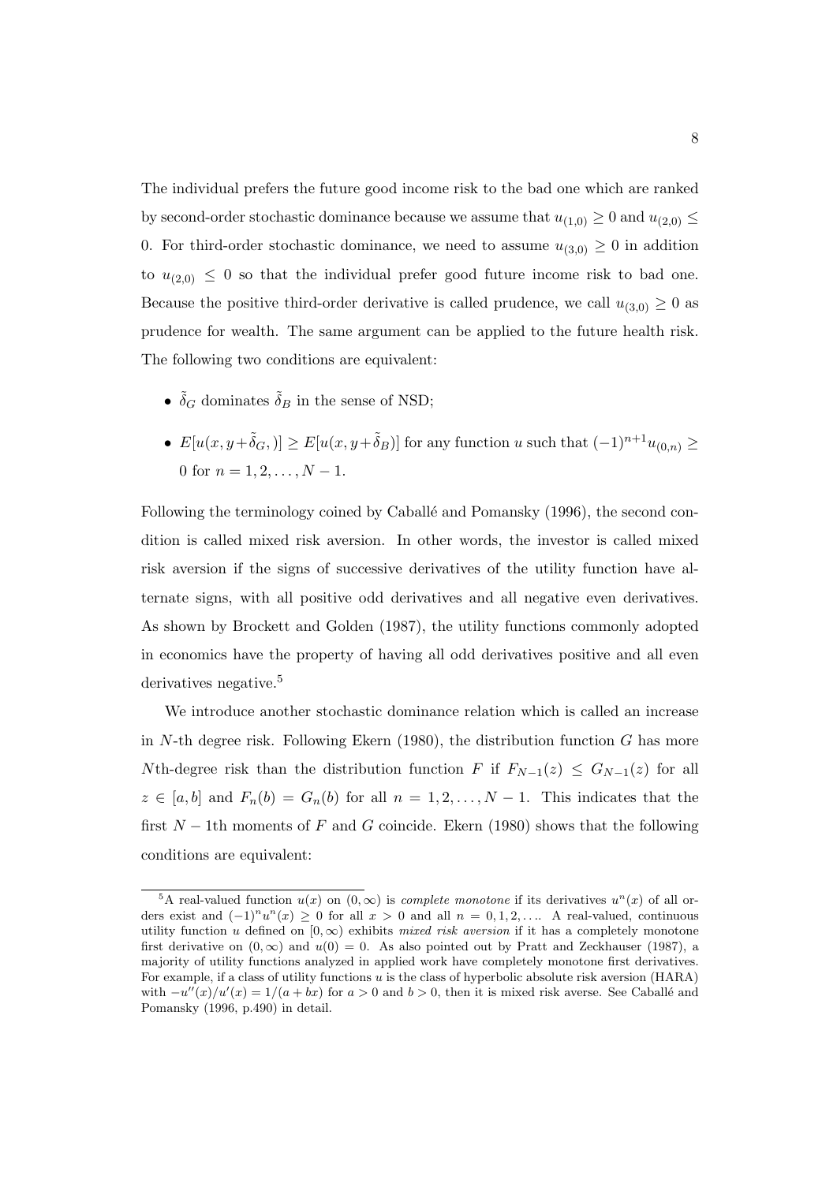The individual prefers the future good income risk to the bad one which are ranked by second-order stochastic dominance because we assume that $u_{(1,0)} \geq 0$ and $u_{(2,0)} \leq 0$. For third-order stochastic dominance, we need to assume $u_{(3,0)} \geq 0$ in addition to $u_{(2,0)} \leq 0$ so that the individual prefer good future income risk to bad one. Because the positive third-order derivative is called prudence, we call $u_{(3,0)} \geq 0$ as prudence for wealth. The same argument can be applied to the future health risk. The following two conditions are equivalent:

- $\tilde{\delta}_G$ dominates $\tilde{\delta}_B$ in the sense of NSD;
- $E[u(x, y + \tilde{\delta}_G, )] \geq E[u(x, y + \tilde{\delta}_B)]$ for any function $u$ such that $(-1)^{n+1} u_{(0,n)} \geq 0$ for $n = 1, 2, \ldots, N-1$.

Following the terminology coined by Caballé and Pomansky (1996), the second condition is called mixed risk aversion. In other words, the investor is called mixed risk aversion if the signs of successive derivatives of the utility function have alternate signs, with all positive odd derivatives and all negative even derivatives. As shown by Brockett and Golden (1987), the utility functions commonly adopted in economics have the property of having all odd derivatives positive and all even derivatives negative.[5]

We introduce another stochastic dominance relation which is called an increase in $N$-th degree risk. Following Ekern (1980), the distribution function $G$ has more $N$th-degree risk than the distribution function $F$ if $F_{N-1}(z) \leq G_{N-1}(z)$ for all $z \in [a, b]$ and $F_n(b) = G_n(b)$ for all $n = 1, 2, \ldots, N-1$. This indicates that the first $N-1$th moments of $F$ and $G$ coincide. Ekern (1980) shows that the following conditions are equivalent:

[5] A real-valued function $u(x)$ on $(0, \infty)$ is *complete monotone* if its derivatives $u^n(x)$ of all orders exist and $(-1)^n u^n(x) \geq 0$ for all $x > 0$ and all $n = 0, 1, 2, \ldots$. A real-valued, continuous utility function $u$ defined on $[0, \infty)$ exhibits *mixed risk aversion* if it has a completely monotone first derivative on $(0, \infty)$ and $u(0) = 0$. As also pointed out by Pratt and Zeckhauser (1987), a majority of utility functions analyzed in applied work have completely monotone first derivatives. For example, if a class of utility functions $u$ is the class of hyperbolic absolute risk aversion (HARA) with $-u''(x)/u'(x) = 1/(a + bx)$ for $a > 0$ and $b > 0$, then it is mixed risk averse. See Caballé and Pomansky (1996, p.490) in detail.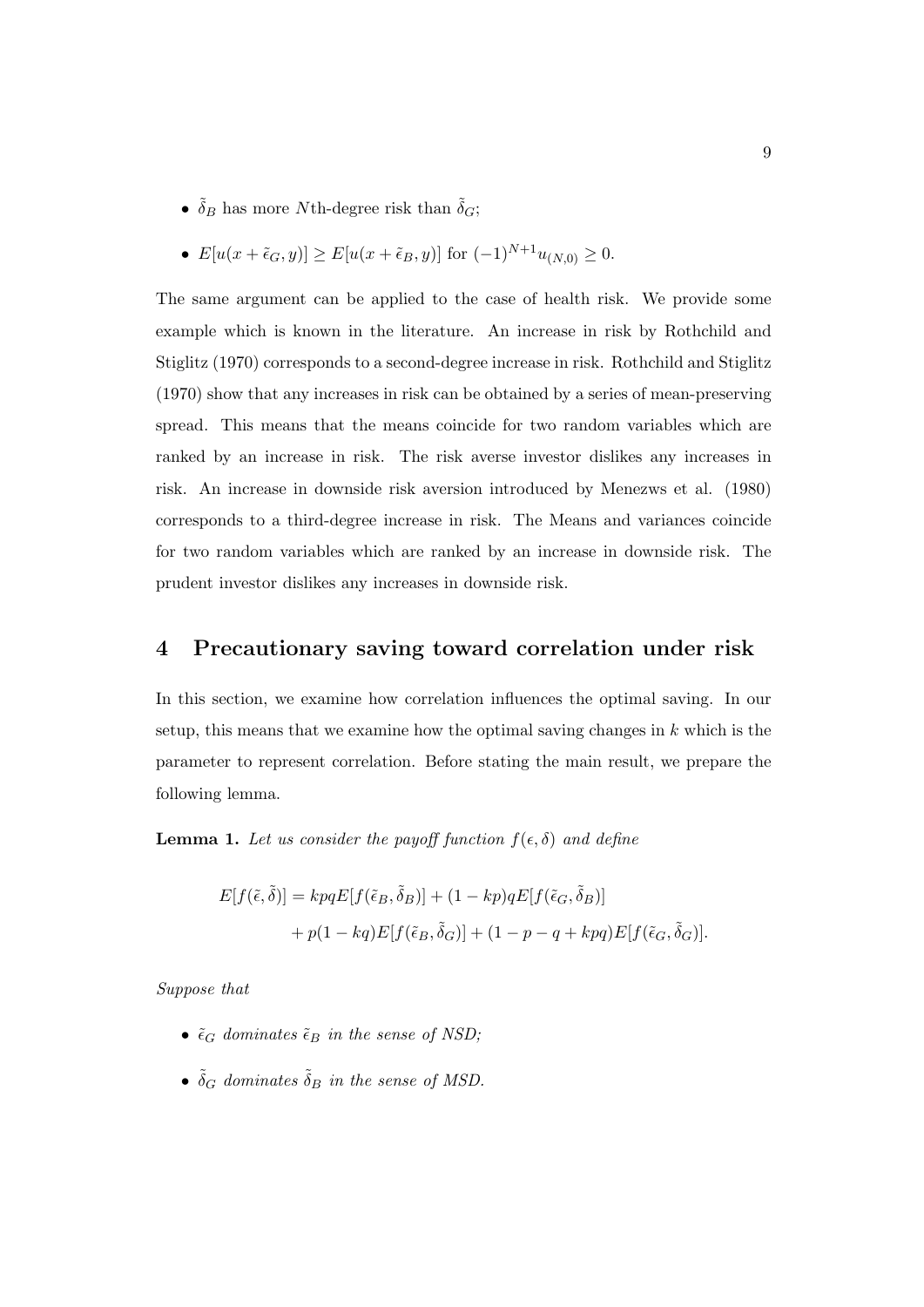- $\tilde{\delta}_B$ has more $N$th-degree risk than $\tilde{\delta}_G$;
- $E[u(x+\tilde{\epsilon}_G, y)] \geq E[u(x+\tilde{\epsilon}_B, y)]$ for $(-1)^{N+1}u_{(N,0)} \geq 0$.

The same argument can be applied to the case of health risk. We provide some example which is known in the literature. An increase in risk by Rothchild and Stiglitz (1970) corresponds to a second-degree increase in risk. Rothchild and Stiglitz (1970) show that any increases in risk can be obtained by a series of mean-preserving spread. This means that the means coincide for two random variables which are ranked by an increase in risk. The risk averse investor dislikes any increases in risk. An increase in downside risk aversion introduced by Menezws et al. (1980) corresponds to a third-degree increase in risk. The Means and variances coincide for two random variables which are ranked by an increase in downside risk. The prudent investor dislikes any increases in downside risk.

## 4 Precautionary saving toward correlation under risk

In this section, we examine how correlation influences the optimal saving. In our setup, this means that we examine how the optimal saving changes in $k$ which is the parameter to represent correlation. Before stating the main result, we prepare the following lemma.

**Lemma 1.** *Let us consider the payoff function $f(\epsilon, \delta)$ and define*

$$
\begin{aligned}
E[f(\tilde{\epsilon}, \tilde{\delta})] &= kpqE[f(\tilde{\epsilon}_B, \tilde{\delta}_B)] + (1-kp)qE[f(\tilde{\epsilon}_G, \tilde{\delta}_B)] \\
&\quad + p(1-kq)E[f(\tilde{\epsilon}_B, \tilde{\delta}_G)] + (1-p-q+kpq)E[f(\tilde{\epsilon}_G, \tilde{\delta}_G)].
\end{aligned}
$$

*Suppose that*

- *$\tilde{\epsilon}_G$ dominates $\tilde{\epsilon}_B$ in the sense of NSD;*
- *$\tilde{\delta}_G$ dominates $\tilde{\delta}_B$ in the sense of MSD.*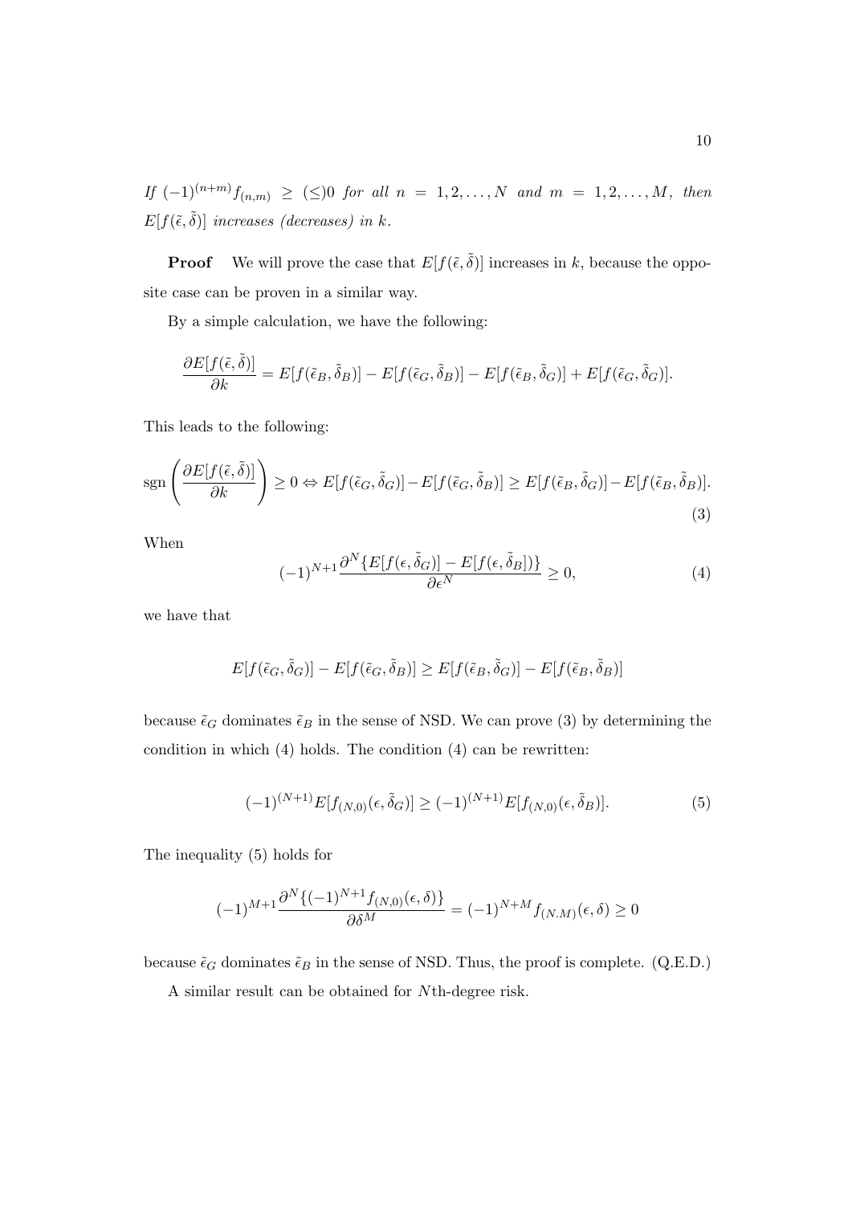*If* $(-1)^{(n+m)} f_{(n,m)} \geq (\leq) 0$ *for all* $n = 1, 2, \ldots, N$ *and* $m = 1, 2, \ldots, M$*, then* $E[f(\tilde{\epsilon}, \tilde{\delta})]$ *increases (decreases) in* $k$*.*

**Proof** We will prove the case that $E[f(\tilde{\epsilon}, \tilde{\delta})]$ increases in $k$, because the opposite case can be proven in a similar way.

By a simple calculation, we have the following:

$$\frac{\partial E[f(\tilde{\epsilon}, \tilde{\delta})]}{\partial k} = E[f(\tilde{\epsilon}_B, \tilde{\delta}_B)] - E[f(\tilde{\epsilon}_G, \tilde{\delta}_B)] - E[f(\tilde{\epsilon}_B, \tilde{\delta}_G)] + E[f(\tilde{\epsilon}_G, \tilde{\delta}_G)].$$

This leads to the following:

$$\text{sgn}\left(\frac{\partial E[f(\tilde{\epsilon}, \tilde{\delta})]}{\partial k}\right) \geq 0 \Leftrightarrow E[f(\tilde{\epsilon}_G, \tilde{\delta}_G)] - E[f(\tilde{\epsilon}_G, \tilde{\delta}_B)] \geq E[f(\tilde{\epsilon}_B, \tilde{\delta}_G)] - E[f(\tilde{\epsilon}_B, \tilde{\delta}_B)]. \tag{3}$$

When

$$(-1)^{N+1} \frac{\partial^N \{E[f(\epsilon, \tilde{\delta}_G)] - E[f(\epsilon, \tilde{\delta}_B])\}}{\partial \epsilon^N} \geq 0, \tag{4}$$

we have that

$$E[f(\tilde{\epsilon}_G, \tilde{\delta}_G)] - E[f(\tilde{\epsilon}_G, \tilde{\delta}_B)] \geq E[f(\tilde{\epsilon}_B, \tilde{\delta}_G)] - E[f(\tilde{\epsilon}_B, \tilde{\delta}_B)]$$

because $\tilde{\epsilon}_G$ dominates $\tilde{\epsilon}_B$ in the sense of NSD. We can prove (3) by determining the condition in which (4) holds. The condition (4) can be rewritten:

$$(-1)^{(N+1)} E[f_{(N,0)}(\epsilon, \tilde{\delta}_G)] \geq (-1)^{(N+1)} E[f_{(N,0)}(\epsilon, \tilde{\delta}_B)]. \tag{5}$$

The inequality (5) holds for

$$(-1)^{M+1} \frac{\partial^N \{(-1)^{N+1} f_{(N,0)}(\epsilon, \delta)\}}{\partial \delta^M} = (-1)^{N+M} f_{(N.M)}(\epsilon, \delta) \geq 0$$

because $\tilde{\epsilon}_G$ dominates $\tilde{\epsilon}_B$ in the sense of NSD. Thus, the proof is complete. (Q.E.D.)

A similar result can be obtained for $N$th-degree risk.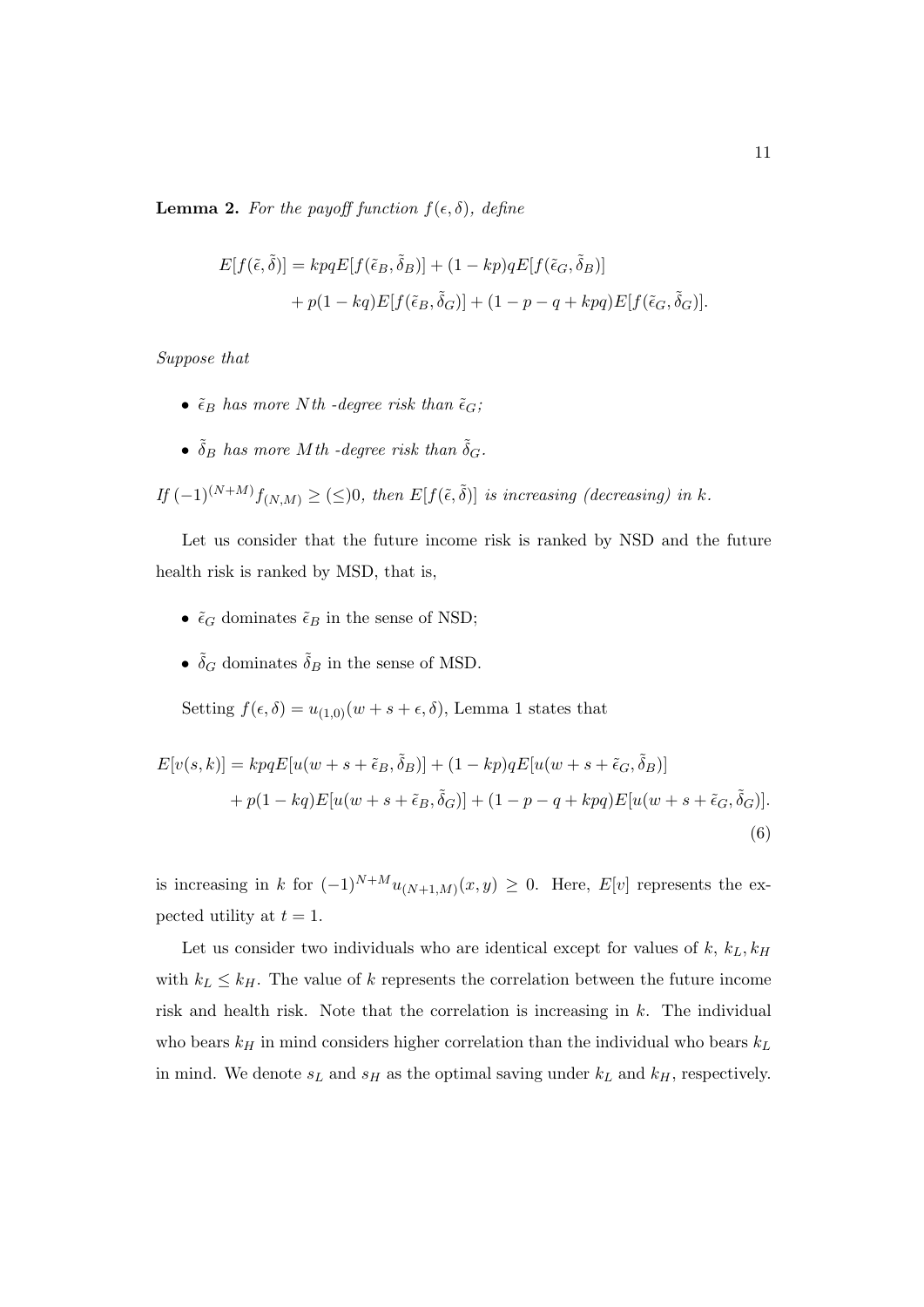**Lemma 2.** *For the payoff function $f(\epsilon, \delta)$, define*

$$
\begin{aligned}
E[f(\tilde{\epsilon}, \tilde{\delta})] &= kpqE[f(\tilde{\epsilon}_B, \tilde{\delta}_B)] + (1-kp)qE[f(\tilde{\epsilon}_G, \tilde{\delta}_B)] \\
&\quad + p(1-kq)E[f(\tilde{\epsilon}_B, \tilde{\delta}_G)] + (1-p-q+kpq)E[f(\tilde{\epsilon}_G, \tilde{\delta}_G)].
\end{aligned}
$$

*Suppose that*

- *$\tilde{\epsilon}_B$ has more $N$th -degree risk than $\tilde{\epsilon}_G$;*
- *$\tilde{\delta}_B$ has more $M$th -degree risk than $\tilde{\delta}_G$.*

*If $(-1)^{(N+M)} f_{(N,M)} \geq (\leq) 0$, then $E[f(\tilde{\epsilon}, \tilde{\delta})]$ is increasing (decreasing) in $k$.*

Let us consider that the future income risk is ranked by NSD and the future health risk is ranked by MSD, that is,

- $\tilde{\epsilon}_G$ dominates $\tilde{\epsilon}_B$ in the sense of NSD;
- $\tilde{\delta}_G$ dominates $\tilde{\delta}_B$ in the sense of MSD.

Setting $f(\epsilon, \delta) = u_{(1,0)}(w + s + \epsilon, \delta)$, Lemma 1 states that

$$
\begin{aligned}
E[v(s,k)] &= kpqE[u(w+s+\tilde{\epsilon}_B, \tilde{\delta}_B)] + (1-kp)qE[u(w+s+\tilde{\epsilon}_G, \tilde{\delta}_B)] \\
&\quad + p(1-kq)E[u(w+s+\tilde{\epsilon}_B, \tilde{\delta}_G)] + (1-p-q+kpq)E[u(w+s+\tilde{\epsilon}_G, \tilde{\delta}_G)].
\end{aligned}
\tag{6}
$$

is increasing in $k$ for $(-1)^{N+M} u_{(N+1,M)}(x, y) \geq 0$. Here, $E[v]$ represents the expected utility at $t = 1$.

Let us consider two individuals who are identical except for values of $k$, $k_L, k_H$ with $k_L \leq k_H$. The value of $k$ represents the correlation between the future income risk and health risk. Note that the correlation is increasing in $k$. The individual who bears $k_H$ in mind considers higher correlation than the individual who bears $k_L$ in mind. We denote $s_L$ and $s_H$ as the optimal saving under $k_L$ and $k_H$, respectively.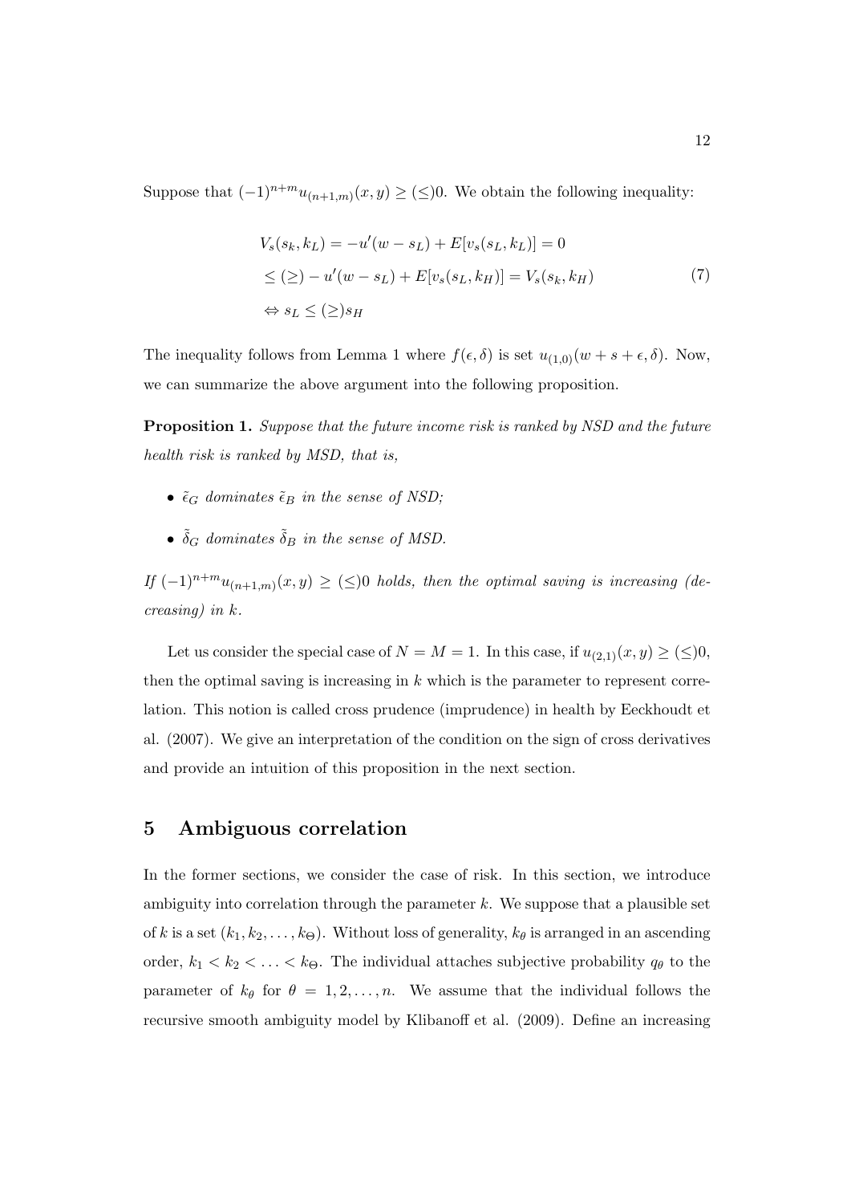Suppose that $(-1)^{n+m}u_{(n+1,m)}(x,y) \geq (\leq) 0$. We obtain the following inequality:

$$
\begin{aligned}
V_s(s_k, k_L) &= -u'(w - s_L) + E[v_s(s_L, k_L)] = 0 \\
&\leq (\geq) - u'(w - s_L) + E[v_s(s_L, k_H)] = V_s(s_k, k_H) \\
&\Leftrightarrow s_L \leq (\geq) s_H
\end{aligned}
\tag{7}
$$

The inequality follows from Lemma 1 where $f(\epsilon, \delta)$ is set $u_{(1,0)}(w + s + \epsilon, \delta)$. Now, we can summarize the above argument into the following proposition.

**Proposition 1.** *Suppose that the future income risk is ranked by NSD and the future health risk is ranked by MSD, that is,*

- $\tilde{\epsilon}_G$ *dominates* $\tilde{\epsilon}_B$ *in the sense of NSD;*
- $\tilde{\delta}_G$ *dominates* $\tilde{\delta}_B$ *in the sense of MSD.*

*If* $(-1)^{n+m}u_{(n+1,m)}(x,y) \geq (\leq) 0$ *holds, then the optimal saving is increasing (decreasing) in* $k$.

Let us consider the special case of $N = M = 1$. In this case, if $u_{(2,1)}(x,y) \geq (\leq) 0$, then the optimal saving is increasing in $k$ which is the parameter to represent correlation. This notion is called cross prudence (imprudence) in health by Eeckhoudt et al. (2007). We give an interpretation of the condition on the sign of cross derivatives and provide an intuition of this proposition in the next section.

## 5 Ambiguous correlation

In the former sections, we consider the case of risk. In this section, we introduce ambiguity into correlation through the parameter $k$. We suppose that a plausible set of $k$ is a set $(k_1, k_2, \ldots, k_\Theta)$. Without loss of generality, $k_\theta$ is arranged in an ascending order, $k_1 < k_2 < \ldots < k_\Theta$. The individual attaches subjective probability $q_\theta$ to the parameter of $k_\theta$ for $\theta = 1, 2, \ldots, n$. We assume that the individual follows the recursive smooth ambiguity model by Klibanoff et al. (2009). Define an increasing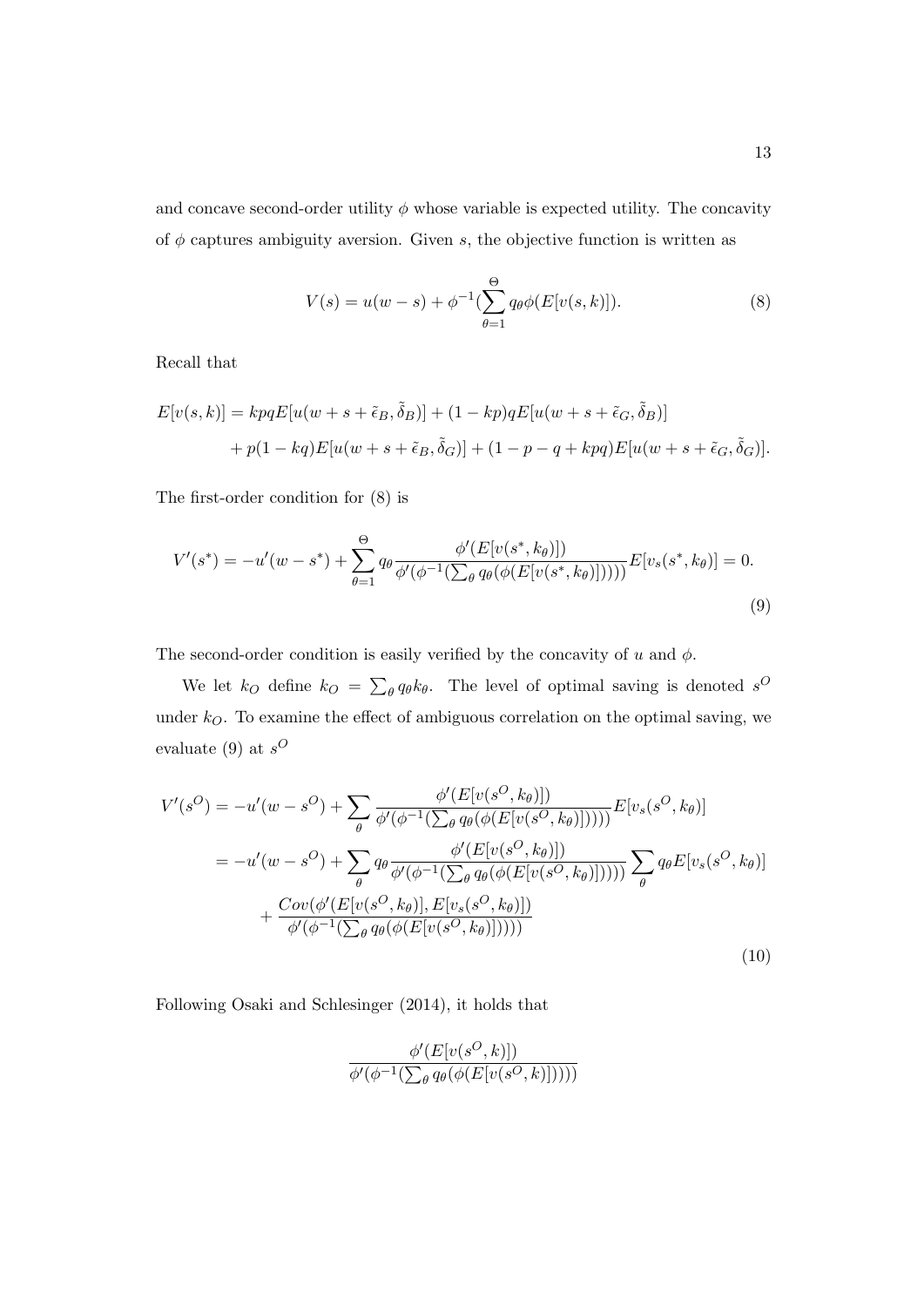and concave second-order utility $\phi$ whose variable is expected utility. The concavity of $\phi$ captures ambiguity aversion. Given $s$, the objective function is written as

$$V(s) = u(w-s) + \phi^{-1}(\sum_{\theta=1}^{\Theta} q_\theta \phi(E[v(s,k)]). \tag{8}$$

Recall that

$$\begin{aligned}
E[v(s,k)] &= kpqE[u(w+s+\tilde{\epsilon}_B, \tilde{\delta}_B)] + (1-kp)qE[u(w+s+\tilde{\epsilon}_G, \tilde{\delta}_B)] \\
&\quad + p(1-kq)E[u(w+s+\tilde{\epsilon}_B, \tilde{\delta}_G)] + (1-p-q+kpq)E[u(w+s+\tilde{\epsilon}_G, \tilde{\delta}_G)].
\end{aligned}$$

The first-order condition for (8) is

$$V'(s^*) = -u'(w-s^*) + \sum_{\theta=1}^{\Theta} q_\theta \frac{\phi'(E[v(s^*, k_\theta)])}{\phi'(\phi^{-1}(\sum_\theta q_\theta(\phi(E[v(s^*, k_\theta)]))))} E[v_s(s^*, k_\theta)] = 0. \tag{9}$$

The second-order condition is easily verified by the concavity of $u$ and $\phi$.

We let $k_O$ define $k_O = \sum_\theta q_\theta k_\theta$. The level of optimal saving is denoted $s^O$ under $k_O$. To examine the effect of ambiguous correlation on the optimal saving, we evaluate (9) at $s^O$

$$\begin{aligned}
V'(s^O) &= -u'(w-s^O) + \sum_\theta \frac{\phi'(E[v(s^O, k_\theta)])}{\phi'(\phi^{-1}(\sum_\theta q_\theta(\phi(E[v(s^O, k_\theta)]))))} E[v_s(s^O, k_\theta)] \\
&= -u'(w-s^O) + \sum_\theta q_\theta \frac{\phi'(E[v(s^O, k_\theta)])}{\phi'(\phi^{-1}(\sum_\theta q_\theta(\phi(E[v(s^O, k_\theta)]))))} \sum_\theta q_\theta E[v_s(s^O, k_\theta)] \\
&\quad + \frac{Cov(\phi'(E[v(s^O, k_\theta)], E[v_s(s^O, k_\theta)])}{\phi'(\phi^{-1}(\sum_\theta q_\theta(\phi(E[v(s^O, k_\theta)]))))}
\end{aligned} \tag{10}$$

Following Osaki and Schlesinger (2014), it holds that

$$\frac{\phi'(E[v(s^O, k)])}{\phi'(\phi^{-1}(\sum_\theta q_\theta(\phi(E[v(s^O, k)]))))}$$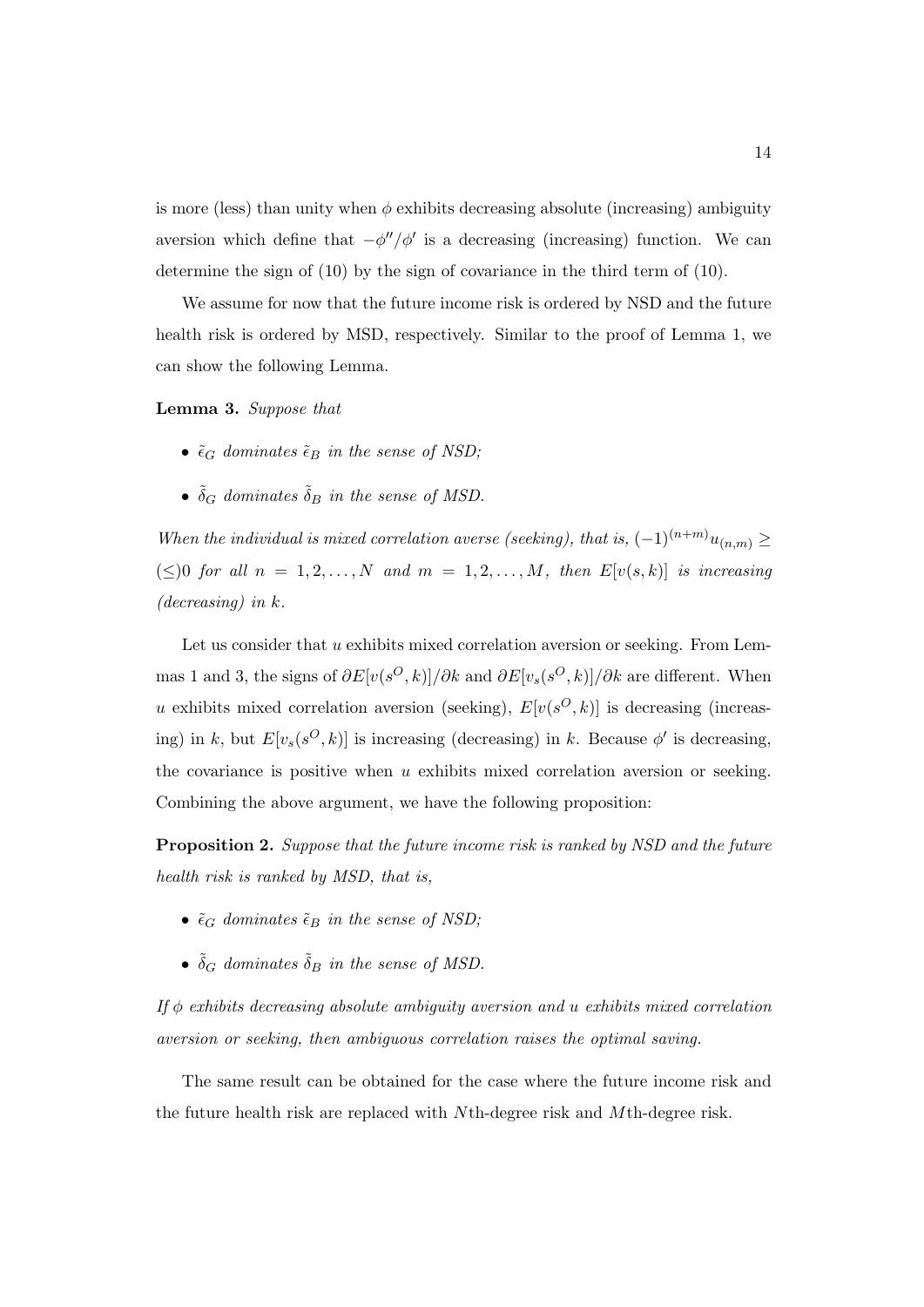is more (less) than unity when $\phi$ exhibits decreasing absolute (increasing) ambiguity aversion which define that $-\phi''/\phi'$ is a decreasing (increasing) function. We can determine the sign of (10) by the sign of covariance in the third term of (10).

We assume for now that the future income risk is ordered by NSD and the future health risk is ordered by MSD, respectively. Similar to the proof of Lemma 1, we can show the following Lemma.

**Lemma 3.** *Suppose that*

- $\tilde{\epsilon}_G$ *dominates* $\tilde{\epsilon}_B$ *in the sense of NSD;*
- $\tilde{\delta}_G$ *dominates* $\tilde{\delta}_B$ *in the sense of MSD.*

*When the individual is mixed correlation averse (seeking), that is,* $(-1)^{(n+m)}u_{(n,m)} \geq (\leq) 0$ *for all* $n = 1, 2, \ldots, N$ *and* $m = 1, 2, \ldots, M$*, then* $E[v(s,k)]$ *is increasing (decreasing) in* $k$*.*

Let us consider that $u$ exhibits mixed correlation aversion or seeking. From Lemmas 1 and 3, the signs of $\partial E[v(s^O,k)]/\partial k$ and $\partial E[v_s(s^O,k)]/\partial k$ are different. When $u$ exhibits mixed correlation aversion (seeking), $E[v(s^O,k)]$ is decreasing (increasing) in $k$, but $E[v_s(s^O,k)]$ is increasing (decreasing) in $k$. Because $\phi'$ is decreasing, the covariance is positive when $u$ exhibits mixed correlation aversion or seeking. Combining the above argument, we have the following proposition:

**Proposition 2.** *Suppose that the future income risk is ranked by NSD and the future health risk is ranked by MSD, that is,*

- $\tilde{\epsilon}_G$ *dominates* $\tilde{\epsilon}_B$ *in the sense of NSD;*
- $\tilde{\delta}_G$ *dominates* $\tilde{\delta}_B$ *in the sense of MSD.*

*If* $\phi$ *exhibits decreasing absolute ambiguity aversion and* $u$ *exhibits mixed correlation aversion or seeking, then ambiguous correlation raises the optimal saving.*

The same result can be obtained for the case where the future income risk and the future health risk are replaced with $N$th-degree risk and $M$th-degree risk.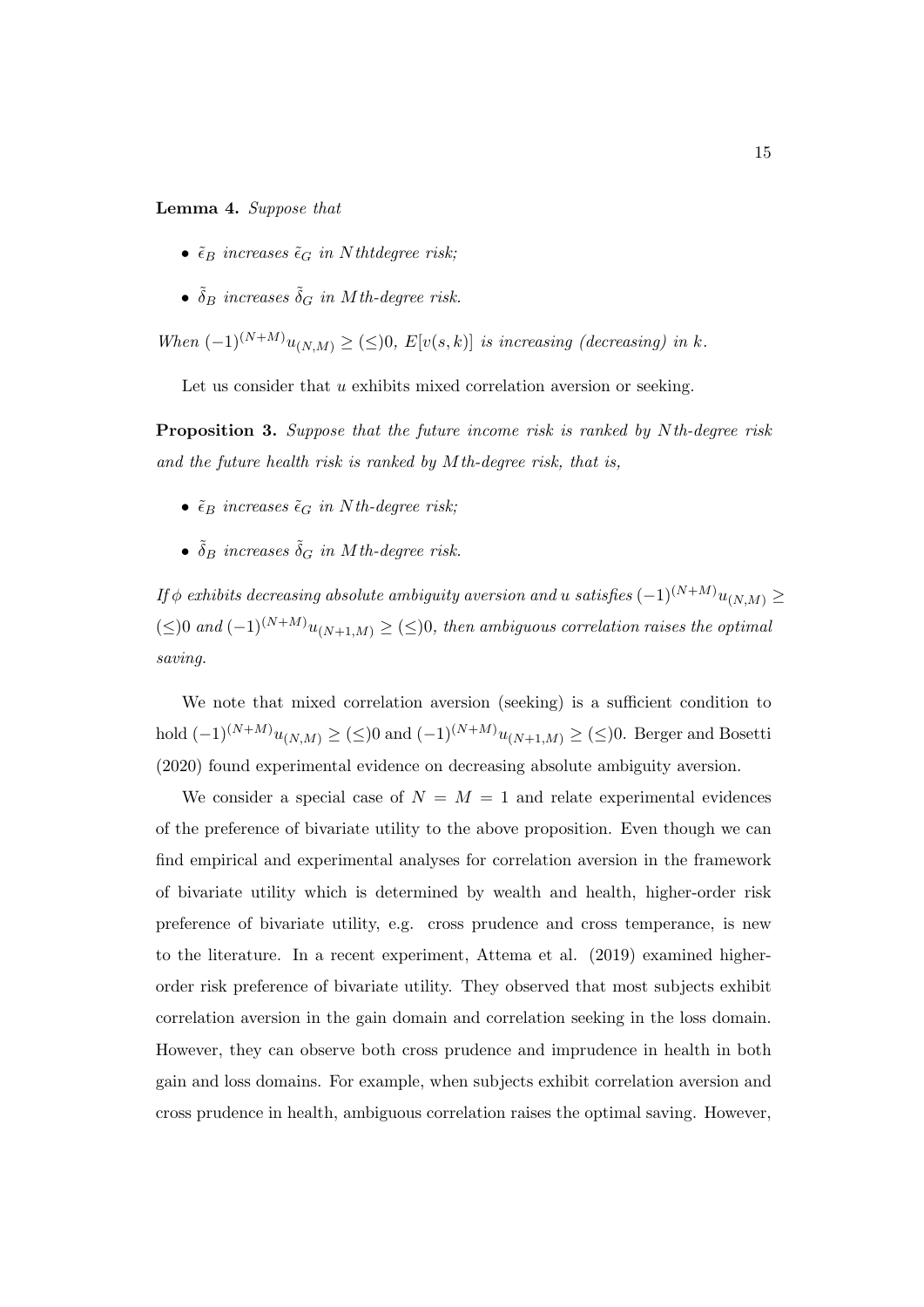**Lemma 4.** *Suppose that*

- *$\tilde{\epsilon}_B$ increases $\tilde{\epsilon}_G$ in $N$thtdegree risk;*
- *$\tilde{\delta}_B$ increases $\tilde{\delta}_G$ in $M$th-degree risk.*

*When $(-1)^{(N+M)}u_{(N,M)} \geq (\leq) 0$, $E[v(s,k)]$ is increasing (decreasing) in $k$.*

Let us consider that $u$ exhibits mixed correlation aversion or seeking.

**Proposition 3.** *Suppose that the future income risk is ranked by $N$th-degree risk and the future health risk is ranked by $M$th-degree risk, that is,*

- *$\tilde{\epsilon}_B$ increases $\tilde{\epsilon}_G$ in $N$th-degree risk;*
- *$\tilde{\delta}_B$ increases $\tilde{\delta}_G$ in $M$th-degree risk.*

*If $\phi$ exhibits decreasing absolute ambiguity aversion and $u$ satisfies $(-1)^{(N+M)}u_{(N,M)} \geq (\leq) 0$ and $(-1)^{(N+M)}u_{(N+1,M)} \geq (\leq) 0$, then ambiguous correlation raises the optimal saving.*

We note that mixed correlation aversion (seeking) is a sufficient condition to hold $(-1)^{(N+M)}u_{(N,M)} \geq (\leq) 0$ and $(-1)^{(N+M)}u_{(N+1,M)} \geq (\leq) 0$. Berger and Bosetti (2020) found experimental evidence on decreasing absolute ambiguity aversion.

We consider a special case of $N = M = 1$ and relate experimental evidences of the preference of bivariate utility to the above proposition. Even though we can find empirical and experimental analyses for correlation aversion in the framework of bivariate utility which is determined by wealth and health, higher-order risk preference of bivariate utility, e.g. cross prudence and cross temperance, is new to the literature. In a recent experiment, Attema et al. (2019) examined higher-order risk preference of bivariate utility. They observed that most subjects exhibit correlation aversion in the gain domain and correlation seeking in the loss domain. However, they can observe both cross prudence and imprudence in health in both gain and loss domains. For example, when subjects exhibit correlation aversion and cross prudence in health, ambiguous correlation raises the optimal saving. However,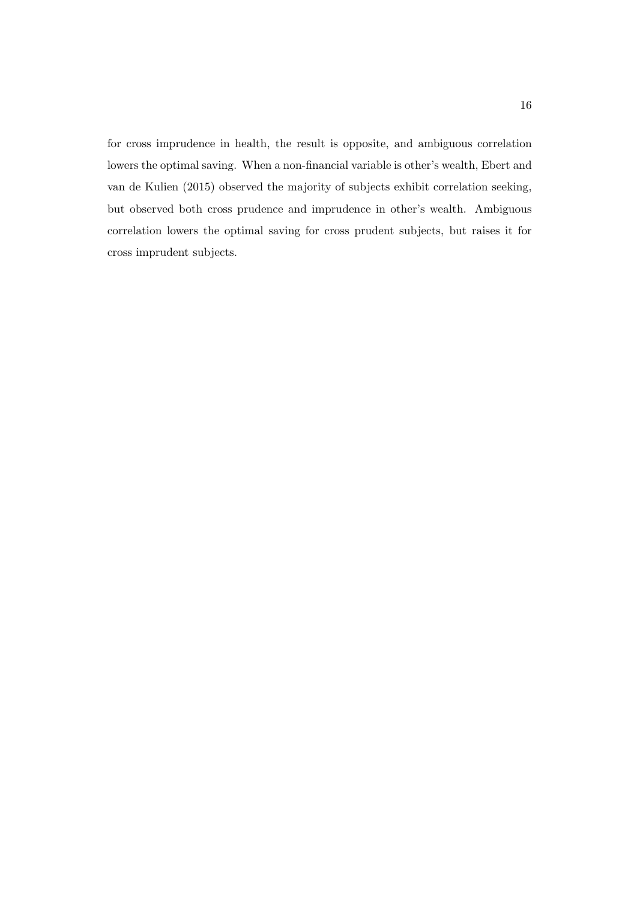for cross imprudence in health, the result is opposite, and ambiguous correlation lowers the optimal saving. When a non-financial variable is other's wealth, Ebert and van de Kulien (2015) observed the majority of subjects exhibit correlation seeking, but observed both cross prudence and imprudence in other's wealth. Ambiguous correlation lowers the optimal saving for cross prudent subjects, but raises it for cross imprudent subjects.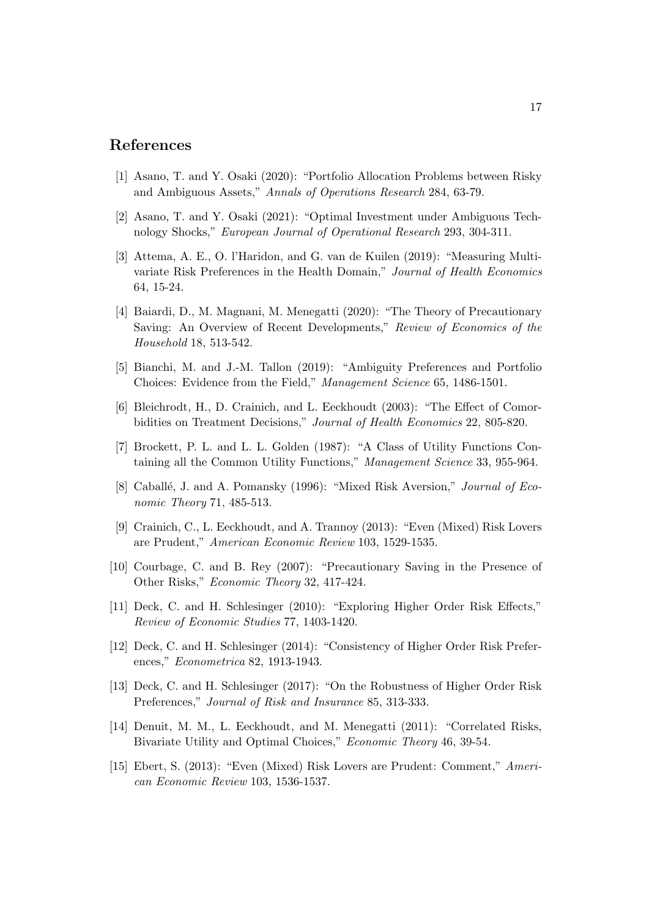## References

[1] Asano, T. and Y. Osaki (2020): "Portfolio Allocation Problems between Risky and Ambiguous Assets," *Annals of Operations Research* 284, 63-79.

[2] Asano, T. and Y. Osaki (2021): "Optimal Investment under Ambiguous Technology Shocks," *European Journal of Operational Research* 293, 304-311.

[3] Attema, A. E., O. l'Haridon, and G. van de Kuilen (2019): "Measuring Multivariate Risk Preferences in the Health Domain," *Journal of Health Economics* 64, 15-24.

[4] Baiardi, D., M. Magnani, M. Menegatti (2020): "The Theory of Precautionary Saving: An Overview of Recent Developments," *Review of Economics of the Household* 18, 513-542.

[5] Bianchi, M. and J.-M. Tallon (2019): "Ambiguity Preferences and Portfolio Choices: Evidence from the Field," *Management Science* 65, 1486-1501.

[6] Bleichrodt, H., D. Crainich, and L. Eeckhoudt (2003): "The Effect of Comorbidities on Treatment Decisions," *Journal of Health Economics* 22, 805-820.

[7] Brockett, P. L. and L. L. Golden (1987): "A Class of Utility Functions Containing all the Common Utility Functions," *Management Science* 33, 955-964.

[8] Caballé, J. and A. Pomansky (1996): "Mixed Risk Aversion," *Journal of Economic Theory* 71, 485-513.

[9] Crainich, C., L. Eeckhoudt, and A. Trannoy (2013): "Even (Mixed) Risk Lovers are Prudent," *American Economic Review* 103, 1529-1535.

[10] Courbage, C. and B. Rey (2007): "Precautionary Saving in the Presence of Other Risks," *Economic Theory* 32, 417-424.

[11] Deck, C. and H. Schlesinger (2010): "Exploring Higher Order Risk Effects," *Review of Economic Studies* 77, 1403-1420.

[12] Deck, C. and H. Schlesinger (2014): "Consistency of Higher Order Risk Preferences," *Econometrica* 82, 1913-1943.

[13] Deck, C. and H. Schlesinger (2017): "On the Robustness of Higher Order Risk Preferences," *Journal of Risk and Insurance* 85, 313-333.

[14] Denuit, M. M., L. Eeckhoudt, and M. Menegatti (2011): "Correlated Risks, Bivariate Utility and Optimal Choices," *Economic Theory* 46, 39-54.

[15] Ebert, S. (2013): "Even (Mixed) Risk Lovers are Prudent: Comment," *American Economic Review* 103, 1536-1537.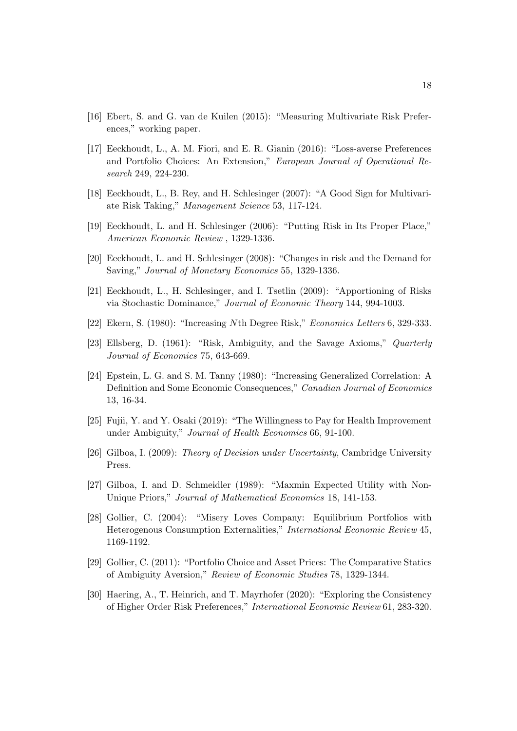[16] Ebert, S. and G. van de Kuilen (2015): "Measuring Multivariate Risk Preferences," working paper.

[17] Eeckhoudt, L., A. M. Fiori, and E. R. Gianin (2016): "Loss-averse Preferences and Portfolio Choices: An Extension," *European Journal of Operational Research* 249, 224-230.

[18] Eeckhoudt, L., B. Rey, and H. Schlesinger (2007): "A Good Sign for Multivariate Risk Taking," *Management Science* 53, 117-124.

[19] Eeckhoudt, L. and H. Schlesinger (2006): "Putting Risk in Its Proper Place," *American Economic Review* , 1329-1336.

[20] Eeckhoudt, L. and H. Schlesinger (2008): "Changes in risk and the Demand for Saving," *Journal of Monetary Economics* 55, 1329-1336.

[21] Eeckhoudt, L., H. Schlesinger, and I. Tsetlin (2009): "Apportioning of Risks via Stochastic Dominance," *Journal of Economic Theory* 144, 994-1003.

[22] Ekern, S. (1980): "Increasing $N$th Degree Risk," *Economics Letters* 6, 329-333.

[23] Ellsberg, D. (1961): "Risk, Ambiguity, and the Savage Axioms," *Quarterly Journal of Economics* 75, 643-669.

[24] Epstein, L. G. and S. M. Tanny (1980): "Increasing Generalized Correlation: A Definition and Some Economic Consequences," *Canadian Journal of Economics* 13, 16-34.

[25] Fujii, Y. and Y. Osaki (2019): "The Willingness to Pay for Health Improvement under Ambiguity," *Journal of Health Economics* 66, 91-100.

[26] Gilboa, I. (2009): *Theory of Decision under Uncertainty*, Cambridge University Press.

[27] Gilboa, I. and D. Schmeidler (1989): "Maxmin Expected Utility with Non-Unique Priors," *Journal of Mathematical Economics* 18, 141-153.

[28] Gollier, C. (2004): "Misery Loves Company: Equilibrium Portfolios with Heterogenous Consumption Externalities," *International Economic Review* 45, 1169-1192.

[29] Gollier, C. (2011): "Portfolio Choice and Asset Prices: The Comparative Statics of Ambiguity Aversion," *Review of Economic Studies* 78, 1329-1344.

[30] Haering, A., T. Heinrich, and T. Mayrhofer (2020): "Exploring the Consistency of Higher Order Risk Preferences," *International Economic Review* 61, 283-320.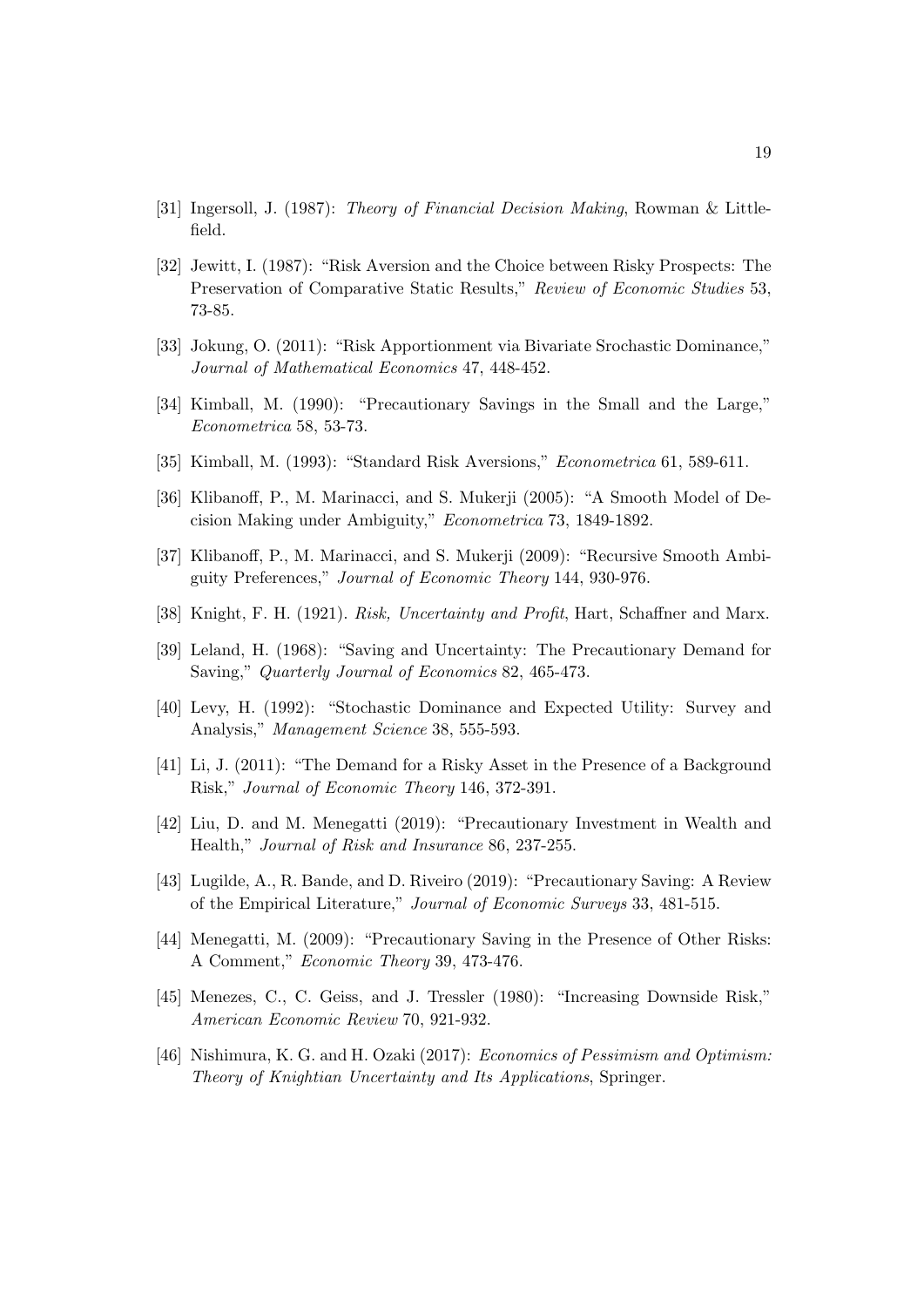[31] Ingersoll, J. (1987): *Theory of Financial Decision Making*, Rowman & Littlefield.

[32] Jewitt, I. (1987): "Risk Aversion and the Choice between Risky Prospects: The Preservation of Comparative Static Results," *Review of Economic Studies* 53, 73-85.

[33] Jokung, O. (2011): "Risk Apportionment via Bivariate Srochastic Dominance," *Journal of Mathematical Economics* 47, 448-452.

[34] Kimball, M. (1990): "Precautionary Savings in the Small and the Large," *Econometrica* 58, 53-73.

[35] Kimball, M. (1993): "Standard Risk Aversions," *Econometrica* 61, 589-611.

[36] Klibanoff, P., M. Marinacci, and S. Mukerji (2005): "A Smooth Model of Decision Making under Ambiguity," *Econometrica* 73, 1849-1892.

[37] Klibanoff, P., M. Marinacci, and S. Mukerji (2009): "Recursive Smooth Ambiguity Preferences," *Journal of Economic Theory* 144, 930-976.

[38] Knight, F. H. (1921). *Risk, Uncertainty and Profit*, Hart, Schaffner and Marx.

[39] Leland, H. (1968): "Saving and Uncertainty: The Precautionary Demand for Saving," *Quarterly Journal of Economics* 82, 465-473.

[40] Levy, H. (1992): "Stochastic Dominance and Expected Utility: Survey and Analysis," *Management Science* 38, 555-593.

[41] Li, J. (2011): "The Demand for a Risky Asset in the Presence of a Background Risk," *Journal of Economic Theory* 146, 372-391.

[42] Liu, D. and M. Menegatti (2019): "Precautionary Investment in Wealth and Health," *Journal of Risk and Insurance* 86, 237-255.

[43] Lugilde, A., R. Bande, and D. Riveiro (2019): "Precautionary Saving: A Review of the Empirical Literature," *Journal of Economic Surveys* 33, 481-515.

[44] Menegatti, M. (2009): "Precautionary Saving in the Presence of Other Risks: A Comment," *Economic Theory* 39, 473-476.

[45] Menezes, C., C. Geiss, and J. Tressler (1980): "Increasing Downside Risk," *American Economic Review* 70, 921-932.

[46] Nishimura, K. G. and H. Ozaki (2017): *Economics of Pessimism and Optimism: Theory of Knightian Uncertainty and Its Applications*, Springer.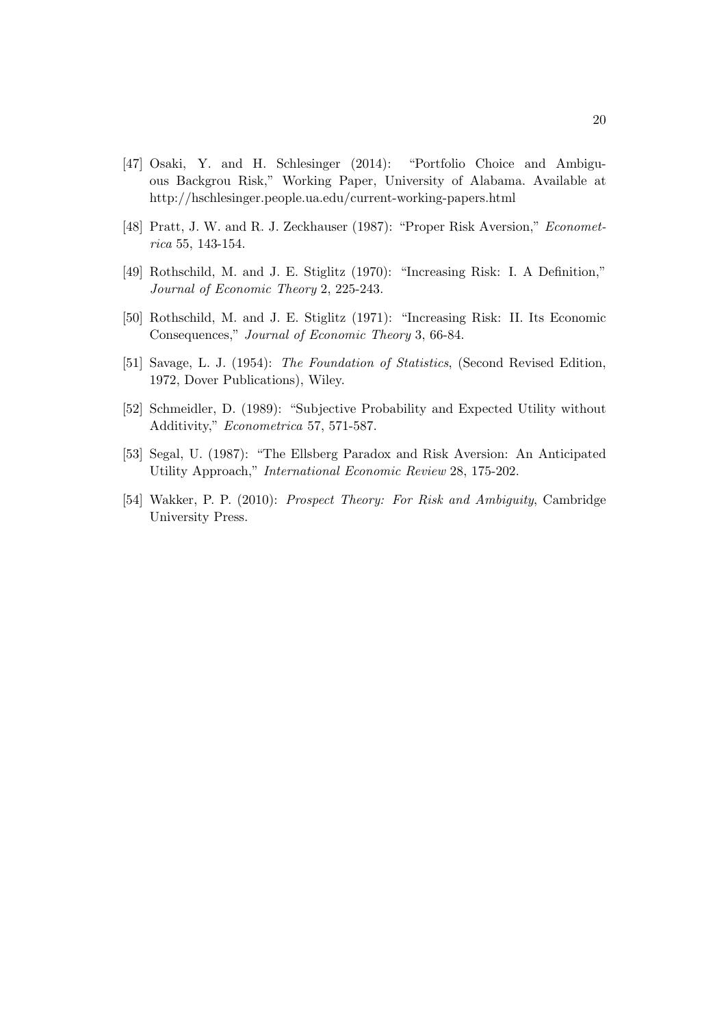[47] Osaki, Y. and H. Schlesinger (2014): "Portfolio Choice and Ambiguous Backgrou Risk," Working Paper, University of Alabama. Available at http://hschlesinger.people.ua.edu/current-working-papers.html

[48] Pratt, J. W. and R. J. Zeckhauser (1987): "Proper Risk Aversion," *Econometrica* 55, 143-154.

[49] Rothschild, M. and J. E. Stiglitz (1970): "Increasing Risk: I. A Definition," *Journal of Economic Theory* 2, 225-243.

[50] Rothschild, M. and J. E. Stiglitz (1971): "Increasing Risk: II. Its Economic Consequences," *Journal of Economic Theory* 3, 66-84.

[51] Savage, L. J. (1954): *The Foundation of Statistics*, (Second Revised Edition, 1972, Dover Publications), Wiley.

[52] Schmeidler, D. (1989): "Subjective Probability and Expected Utility without Additivity," *Econometrica* 57, 571-587.

[53] Segal, U. (1987): "The Ellsberg Paradox and Risk Aversion: An Anticipated Utility Approach," *International Economic Review* 28, 175-202.

[54] Wakker, P. P. (2010): *Prospect Theory: For Risk and Ambiguity*, Cambridge University Press.